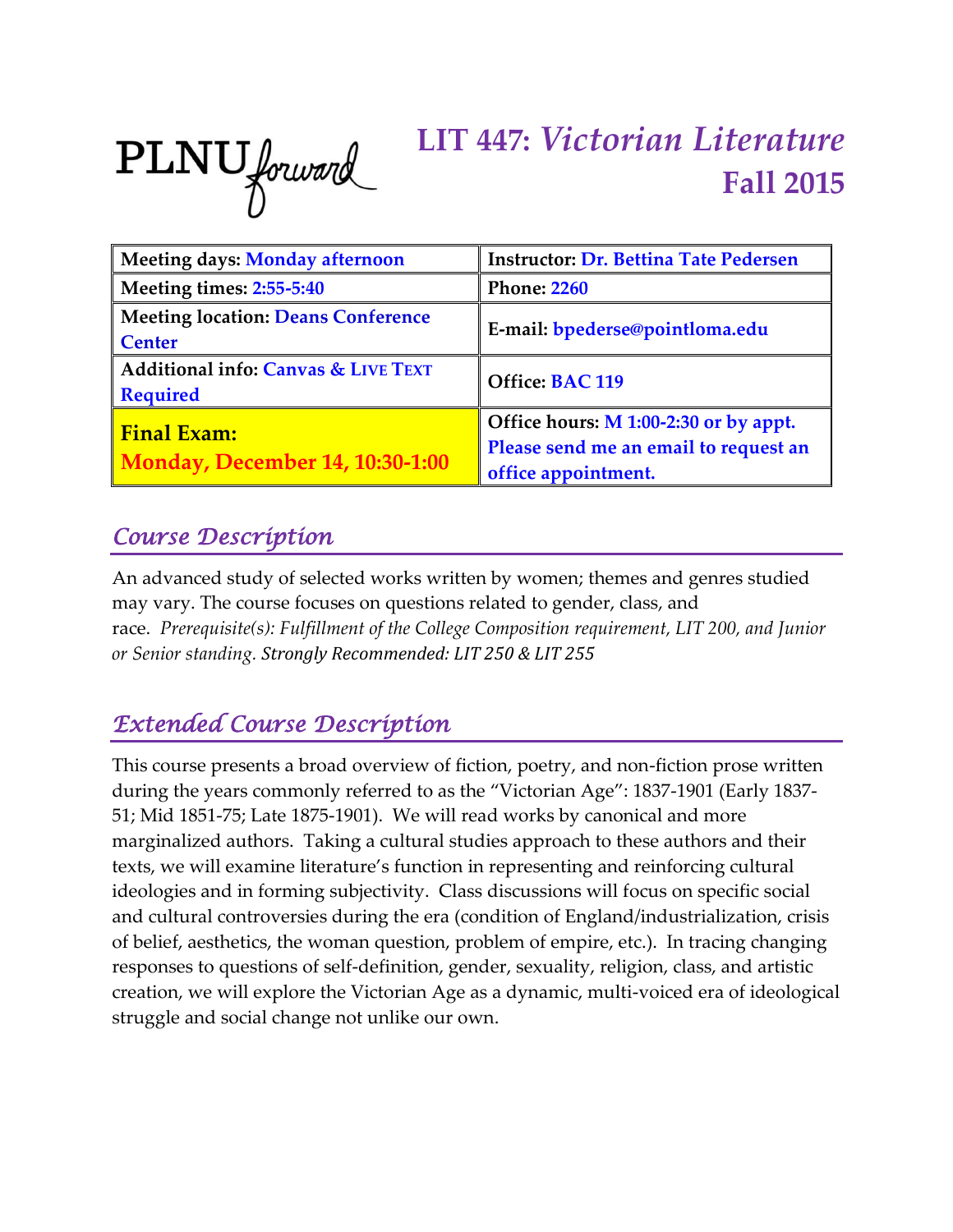PLNU forward

# LIT 447: *Victorian Literature* Fall 2015

| Meeting days: Monday afternoon | Instructor: Dr. Bettina Tate Pedersen |
|---|---|
| Meeting times: 2:55-5:40 | Phone: 2260 |
| Meeting location: Deans Conference Center | E-mail: bpederse@pointloma.edu |
| Additional info: Canvas & LIVE TEXT Required | Office: BAC 119 |
| **Final Exam: Monday, December 14, 10:30-1:00** | Office hours: M 1:00-2:30 or by appt. Please send me an email to request an office appointment. |

## *Course Description*

An advanced study of selected works written by women; themes and genres studied may vary. The course focuses on questions related to gender, class, and race. *Prerequisite(s): Fulfillment of the College Composition requirement, LIT 200, and Junior or Senior standing. Strongly Recommended: LIT 250 & LIT 255*

## *Extended Course Description*

This course presents a broad overview of fiction, poetry, and non-fiction prose written during the years commonly referred to as the "Victorian Age": 1837-1901 (Early 1837-51; Mid 1851-75; Late 1875-1901). We will read works by canonical and more marginalized authors. Taking a cultural studies approach to these authors and their texts, we will examine literature's function in representing and reinforcing cultural ideologies and in forming subjectivity. Class discussions will focus on specific social and cultural controversies during the era (condition of England/industrialization, crisis of belief, aesthetics, the woman question, problem of empire, etc.). In tracing changing responses to questions of self-definition, gender, sexuality, religion, class, and artistic creation, we will explore the Victorian Age as a dynamic, multi-voiced era of ideological struggle and social change not unlike our own.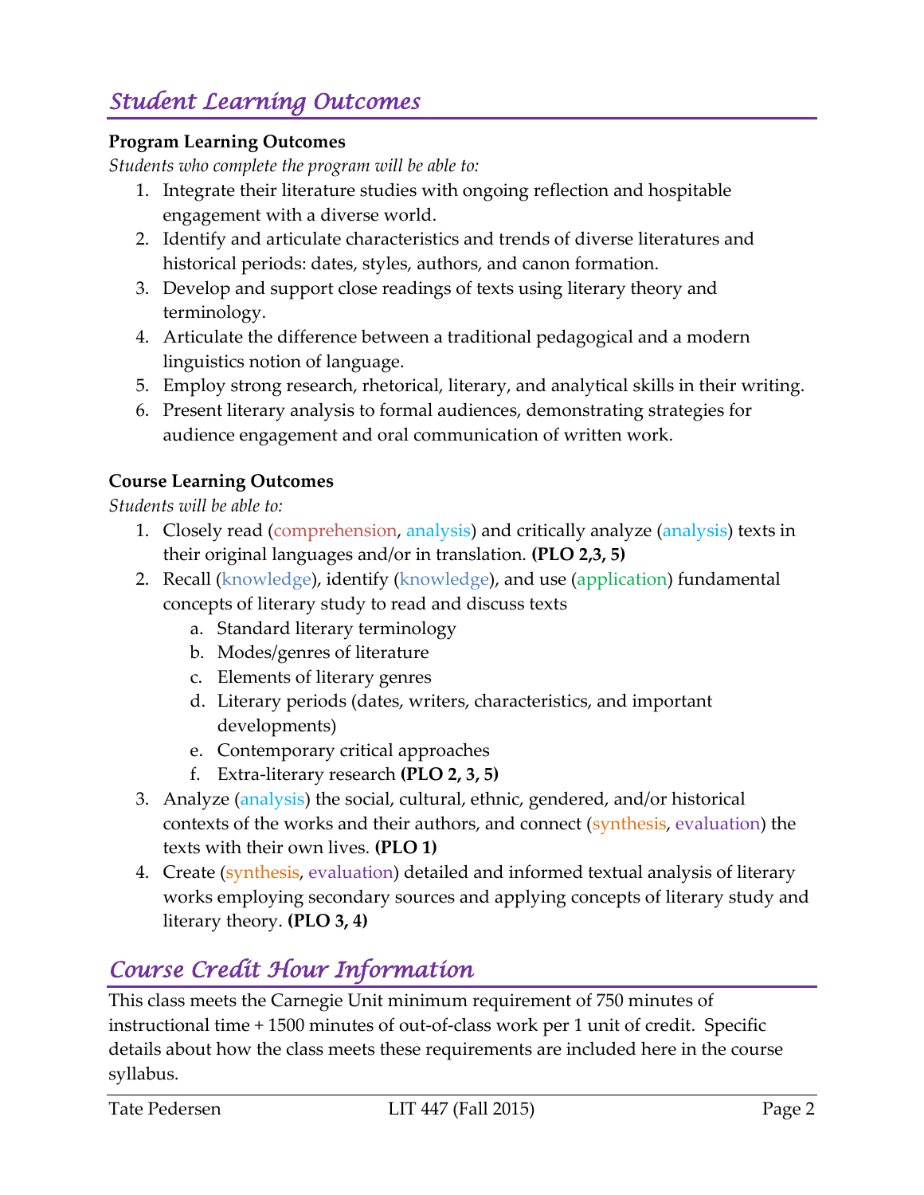## *Student Learning Outcomes*

**Program Learning Outcomes**

*Students who complete the program will be able to:*

1. Integrate their literature studies with ongoing reflection and hospitable engagement with a diverse world.
2. Identify and articulate characteristics and trends of diverse literatures and historical periods: dates, styles, authors, and canon formation.
3. Develop and support close readings of texts using literary theory and terminology.
4. Articulate the difference between a traditional pedagogical and a modern linguistics notion of language.
5. Employ strong research, rhetorical, literary, and analytical skills in their writing.
6. Present literary analysis to formal audiences, demonstrating strategies for audience engagement and oral communication of written work.

**Course Learning Outcomes**

*Students will be able to:*

1. Closely read (comprehension, analysis) and critically analyze (analysis) texts in their original languages and/or in translation. **(PLO 2,3, 5)**
2. Recall (knowledge), identify (knowledge), and use (application) fundamental concepts of literary study to read and discuss texts
   a. Standard literary terminology
   b. Modes/genres of literature
   c. Elements of literary genres
   d. Literary periods (dates, writers, characteristics, and important developments)
   e. Contemporary critical approaches
   f. Extra-literary research **(PLO 2, 3, 5)**
3. Analyze (analysis) the social, cultural, ethnic, gendered, and/or historical contexts of the works and their authors, and connect (synthesis, evaluation) the texts with their own lives. **(PLO 1)**
4. Create (synthesis, evaluation) detailed and informed textual analysis of literary works employing secondary sources and applying concepts of literary study and literary theory. **(PLO 3, 4)**

## *Course Credit Hour Information*

This class meets the Carnegie Unit minimum requirement of 750 minutes of instructional time + 1500 minutes of out-of-class work per 1 unit of credit. Specific details about how the class meets these requirements are included here in the course syllabus.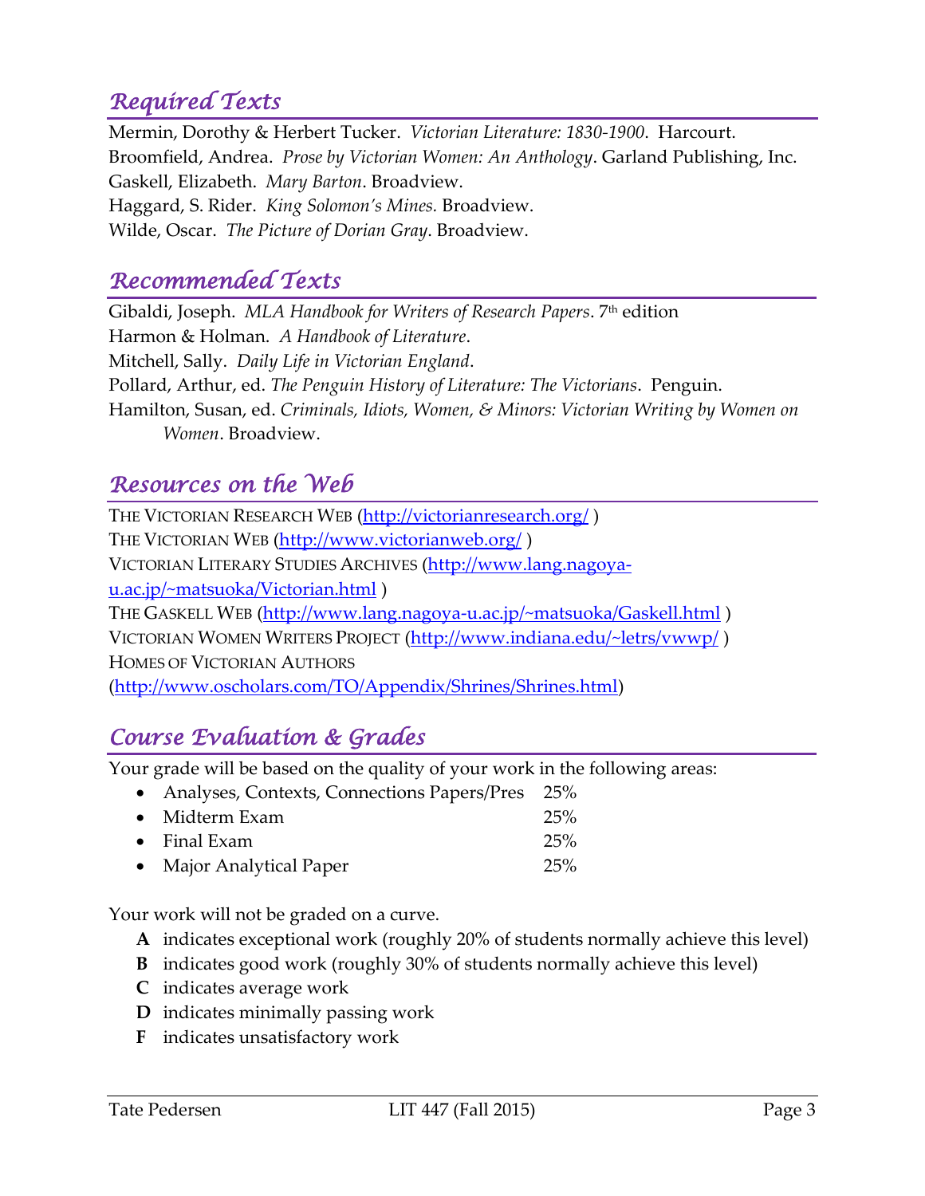## *Required Texts*

Mermin, Dorothy & Herbert Tucker. *Victorian Literature: 1830-1900*. Harcourt.
Broomfield, Andrea. *Prose by Victorian Women: An Anthology*. Garland Publishing, Inc.
Gaskell, Elizabeth. *Mary Barton*. Broadview.
Haggard, S. Rider. *King Solomon's Mines.* Broadview.
Wilde, Oscar. *The Picture of Dorian Gray*. Broadview.

## *Recommended Texts*

Gibaldi, Joseph. *MLA Handbook for Writers of Research Papers*. 7th edition
Harmon & Holman. *A Handbook of Literature*.
Mitchell, Sally. *Daily Life in Victorian England*.
Pollard, Arthur, ed. *The Penguin History of Literature: The Victorians*. Penguin.
Hamilton, Susan, ed. *Criminals, Idiots, Women, & Minors: Victorian Writing by Women on Women*. Broadview.

## *Resources on the Web*

THE VICTORIAN RESEARCH WEB (http://victorianresearch.org/ )
THE VICTORIAN WEB (http://www.victorianweb.org/ )
VICTORIAN LITERARY STUDIES ARCHIVES (http://www.lang.nagoya-u.ac.jp/~matsuoka/Victorian.html )
THE GASKELL WEB (http://www.lang.nagoya-u.ac.jp/~matsuoka/Gaskell.html )
VICTORIAN WOMEN WRITERS PROJECT (http://www.indiana.edu/~letrs/vwwp/ )
HOMES OF VICTORIAN AUTHORS (http://www.oscholars.com/TO/Appendix/Shrines/Shrines.html)

## *Course Evaluation & Grades*

Your grade will be based on the quality of your work in the following areas:

- Analyses, Contexts, Connections Papers/Pres 25%
- Midterm Exam 25%
- Final Exam 25%
- Major Analytical Paper 25%

Your work will not be graded on a curve.

- **A** indicates exceptional work (roughly 20% of students normally achieve this level)
- **B** indicates good work (roughly 30% of students normally achieve this level)
- **C** indicates average work
- **D** indicates minimally passing work
- **F** indicates unsatisfactory work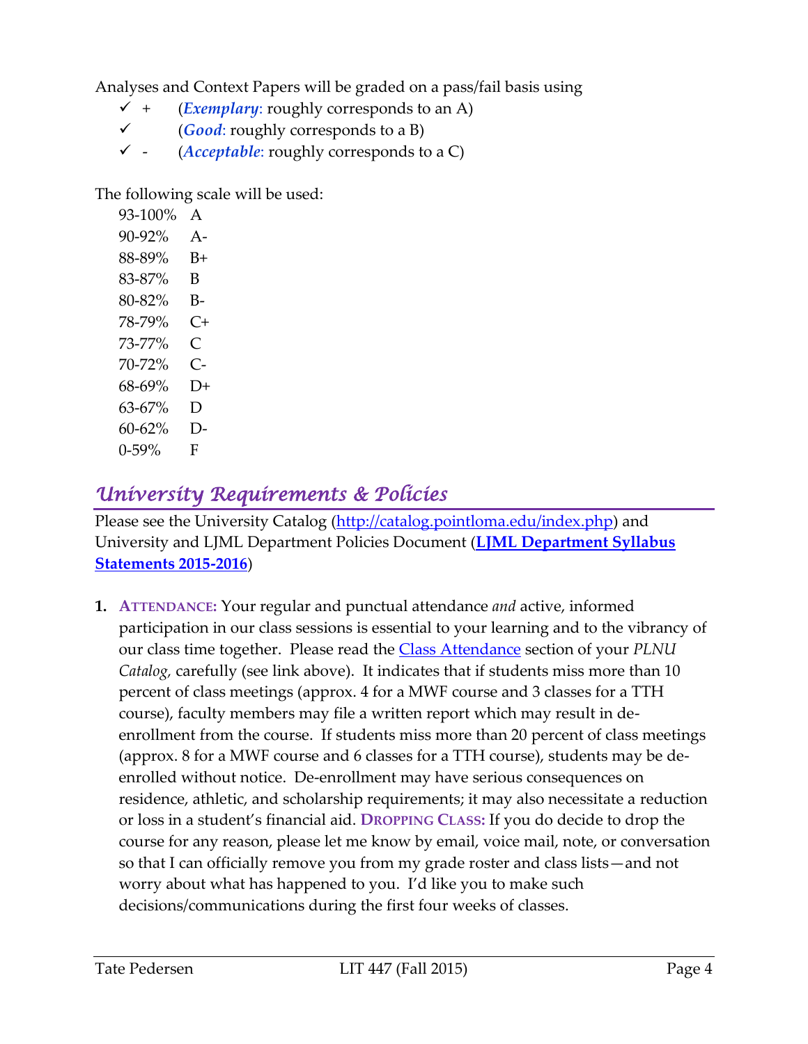Analyses and Context Papers will be graded on a pass/fail basis using

- ✓ + (***Exemplary***: roughly corresponds to an A)
- ✓ (***Good***: roughly corresponds to a B)
- ✓ - (***Acceptable***: roughly corresponds to a C)

The following scale will be used:

| | |
|---|---|
| 93-100% | A |
| 90-92% | A- |
| 88-89% | B+ |
| 83-87% | B |
| 80-82% | B- |
| 78-79% | C+ |
| 73-77% | C |
| 70-72% | C- |
| 68-69% | D+ |
| 63-67% | D |
| 60-62% | D- |
| 0-59% | F |

## *University Requirements & Policies*

Please see the University Catalog (http://catalog.pointloma.edu/index.php) and University and LJML Department Policies Document (**LJML Department Syllabus Statements 2015-2016**)

1. **ATTENDANCE:** Your regular and punctual attendance *and* active, informed participation in our class sessions is essential to your learning and to the vibrancy of our class time together. Please read the Class Attendance section of your *PLNU Catalog,* carefully (see link above). It indicates that if students miss more than 10 percent of class meetings (approx. 4 for a MWF course and 3 classes for a TTH course), faculty members may file a written report which may result in de-enrollment from the course. If students miss more than 20 percent of class meetings (approx. 8 for a MWF course and 6 classes for a TTH course), students may be de-enrolled without notice. De-enrollment may have serious consequences on residence, athletic, and scholarship requirements; it may also necessitate a reduction or loss in a student's financial aid. **DROPPING CLASS:** If you do decide to drop the course for any reason, please let me know by email, voice mail, note, or conversation so that I can officially remove you from my grade roster and class lists—and not worry about what has happened to you. I'd like you to make such decisions/communications during the first four weeks of classes.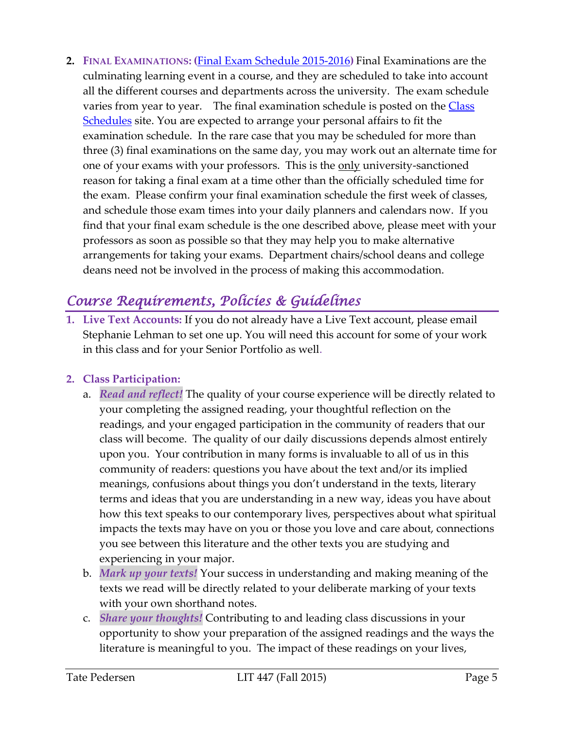2. **FINAL EXAMINATIONS: (**Final Exam Schedule 2015-2016**)** Final Examinations are the culminating learning event in a course, and they are scheduled to take into account all the different courses and departments across the university. The exam schedule varies from year to year. The final examination schedule is posted on the Class Schedules site. You are expected to arrange your personal affairs to fit the examination schedule. In the rare case that you may be scheduled for more than three (3) final examinations on the same day, you may work out an alternate time for one of your exams with your professors. This is the only university-sanctioned reason for taking a final exam at a time other than the officially scheduled time for the exam. Please confirm your final examination schedule the first week of classes, and schedule those exam times into your daily planners and calendars now. If you find that your final exam schedule is the one described above, please meet with your professors as soon as possible so that they may help you to make alternative arrangements for taking your exams. Department chairs/school deans and college deans need not be involved in the process of making this accommodation.

## Course Requirements, Policies & Guidelines

1. **Live Text Accounts:** If you do not already have a Live Text account, please email Stephanie Lehman to set one up. You will need this account for some of your work in this class and for your Senior Portfolio as well.

2. **Class Participation:**
   a. ***Read and reflect!*** The quality of your course experience will be directly related to your completing the assigned reading, your thoughtful reflection on the readings, and your engaged participation in the community of readers that our class will become. The quality of our daily discussions depends almost entirely upon you. Your contribution in many forms is invaluable to all of us in this community of readers: questions you have about the text and/or its implied meanings, confusions about things you don't understand in the texts, literary terms and ideas that you are understanding in a new way, ideas you have about how this text speaks to our contemporary lives, perspectives about what spiritual impacts the texts may have on you or those you love and care about, connections you see between this literature and the other texts you are studying and experiencing in your major.
   b. ***Mark up your texts!*** Your success in understanding and making meaning of the texts we read will be directly related to your deliberate marking of your texts with your own shorthand notes.
   c. ***Share your thoughts!*** Contributing to and leading class discussions in your opportunity to show your preparation of the assigned readings and the ways the literature is meaningful to you. The impact of these readings on your lives,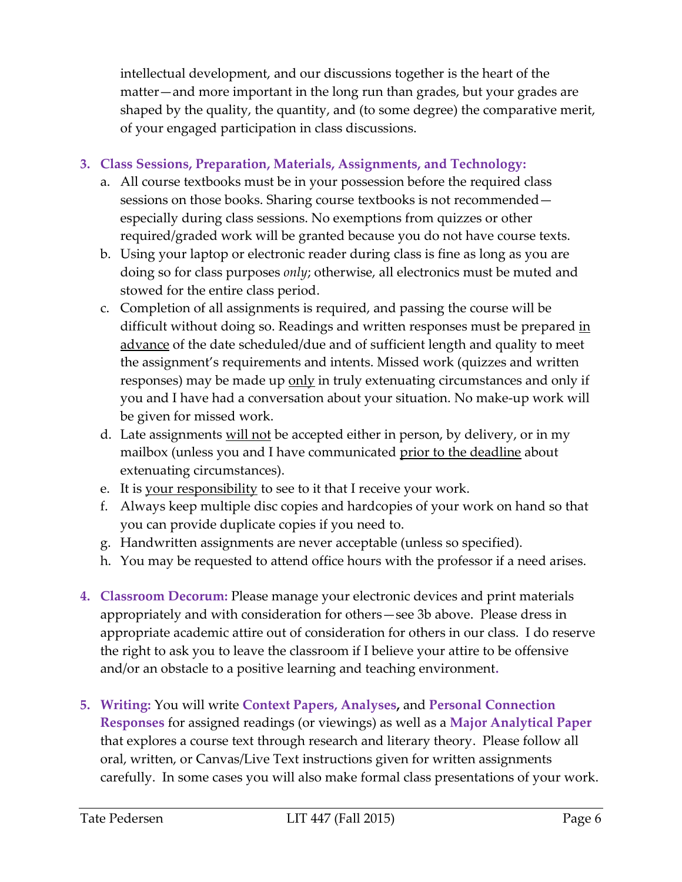intellectual development, and our discussions together is the heart of the matter—and more important in the long run than grades, but your grades are shaped by the quality, the quantity, and (to some degree) the comparative merit, of your engaged participation in class discussions.

3. **Class Sessions, Preparation, Materials, Assignments, and Technology:**
   a. All course textbooks must be in your possession before the required class sessions on those books. Sharing course textbooks is not recommended—especially during class sessions. No exemptions from quizzes or other required/graded work will be granted because you do not have course texts.
   b. Using your laptop or electronic reader during class is fine as long as you are doing so for class purposes *only*; otherwise, all electronics must be muted and stowed for the entire class period.
   c. Completion of all assignments is required, and passing the course will be difficult without doing so. Readings and written responses must be prepared in advance of the date scheduled/due and of sufficient length and quality to meet the assignment's requirements and intents. Missed work (quizzes and written responses) may be made up only in truly extenuating circumstances and only if you and I have had a conversation about your situation. No make-up work will be given for missed work.
   d. Late assignments will not be accepted either in person, by delivery, or in my mailbox (unless you and I have communicated prior to the deadline about extenuating circumstances).
   e. It is your responsibility to see to it that I receive your work.
   f. Always keep multiple disc copies and hardcopies of your work on hand so that you can provide duplicate copies if you need to.
   g. Handwritten assignments are never acceptable (unless so specified).
   h. You may be requested to attend office hours with the professor if a need arises.

4. **Classroom Decorum:** Please manage your electronic devices and print materials appropriately and with consideration for others—see 3b above. Please dress in appropriate academic attire out of consideration for others in our class. I do reserve the right to ask you to leave the classroom if I believe your attire to be offensive and/or an obstacle to a positive learning and teaching environment.

5. **Writing:** You will write **Context Papers, Analyses,** and **Personal Connection Responses** for assigned readings (or viewings) as well as a **Major Analytical Paper** that explores a course text through research and literary theory. Please follow all oral, written, or Canvas/Live Text instructions given for written assignments carefully. In some cases you will also make formal class presentations of your work.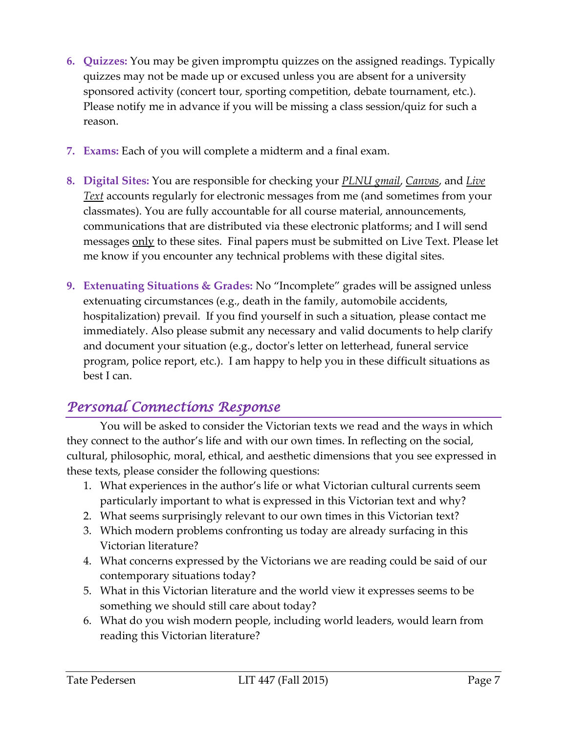6. **Quizzes:** You may be given impromptu quizzes on the assigned readings. Typically quizzes may not be made up or excused unless you are absent for a university sponsored activity (concert tour, sporting competition, debate tournament, etc.). Please notify me in advance if you will be missing a class session/quiz for such a reason.

7. **Exams:** Each of you will complete a midterm and a final exam.

8. **Digital Sites:** You are responsible for checking your *PLNU gmail*, *Canvas*, and *Live Text* accounts regularly for electronic messages from me (and sometimes from your classmates). You are fully accountable for all course material, announcements, communications that are distributed via these electronic platforms; and I will send messages only to these sites. Final papers must be submitted on Live Text. Please let me know if you encounter any technical problems with these digital sites.

9. **Extenuating Situations & Grades:** No "Incomplete" grades will be assigned unless extenuating circumstances (e.g., death in the family, automobile accidents, hospitalization) prevail. If you find yourself in such a situation, please contact me immediately. Also please submit any necessary and valid documents to help clarify and document your situation (e.g., doctor's letter on letterhead, funeral service program, police report, etc.). I am happy to help you in these difficult situations as best I can.

## *Personal Connections Response*

You will be asked to consider the Victorian texts we read and the ways in which they connect to the author's life and with our own times. In reflecting on the social, cultural, philosophic, moral, ethical, and aesthetic dimensions that you see expressed in these texts, please consider the following questions:

1. What experiences in the author's life or what Victorian cultural currents seem particularly important to what is expressed in this Victorian text and why?
2. What seems surprisingly relevant to our own times in this Victorian text?
3. Which modern problems confronting us today are already surfacing in this Victorian literature?
4. What concerns expressed by the Victorians we are reading could be said of our contemporary situations today?
5. What in this Victorian literature and the world view it expresses seems to be something we should still care about today?
6. What do you wish modern people, including world leaders, would learn from reading this Victorian literature?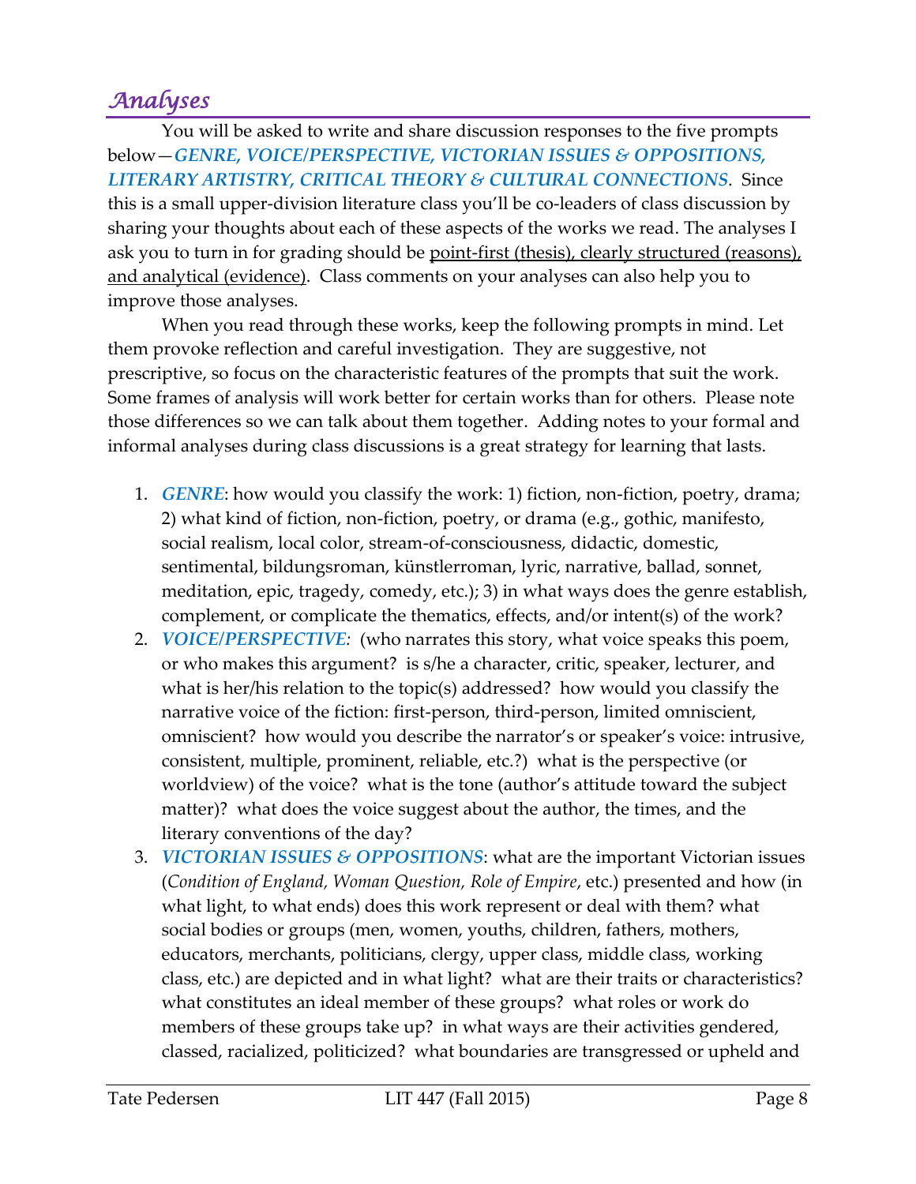## *Analyses*

You will be asked to write and share discussion responses to the five prompts below—***GENRE, VOICE/PERSPECTIVE, VICTORIAN ISSUES & OPPOSITIONS, LITERARY ARTISTRY, CRITICAL THEORY & CULTURAL CONNECTIONS***. Since this is a small upper-division literature class you'll be co-leaders of class discussion by sharing your thoughts about each of these aspects of the works we read. The analyses I ask you to turn in for grading should be point-first (thesis), clearly structured (reasons), and analytical (evidence). Class comments on your analyses can also help you to improve those analyses.

When you read through these works, keep the following prompts in mind. Let them provoke reflection and careful investigation. They are suggestive, not prescriptive, so focus on the characteristic features of the prompts that suit the work. Some frames of analysis will work better for certain works than for others. Please note those differences so we can talk about them together. Adding notes to your formal and informal analyses during class discussions is a great strategy for learning that lasts.

1. ***GENRE***: how would you classify the work: 1) fiction, non-fiction, poetry, drama; 2) what kind of fiction, non-fiction, poetry, or drama (e.g., gothic, manifesto, social realism, local color, stream-of-consciousness, didactic, domestic, sentimental, bildungsroman, künstlerroman, lyric, narrative, ballad, sonnet, meditation, epic, tragedy, comedy, etc.); 3) in what ways does the genre establish, complement, or complicate the thematics, effects, and/or intent(s) of the work?
2. ***VOICE/PERSPECTIVE**:* (who narrates this story, what voice speaks this poem, or who makes this argument? is s/he a character, critic, speaker, lecturer, and what is her/his relation to the topic(s) addressed? how would you classify the narrative voice of the fiction: first-person, third-person, limited omniscient, omniscient? how would you describe the narrator's or speaker's voice: intrusive, consistent, multiple, prominent, reliable, etc.?) what is the perspective (or worldview) of the voice? what is the tone (author's attitude toward the subject matter)? what does the voice suggest about the author, the times, and the literary conventions of the day?
3. ***VICTORIAN ISSUES & OPPOSITIONS***: what are the important Victorian issues (*Condition of England, Woman Question, Role of Empire*, etc.) presented and how (in what light, to what ends) does this work represent or deal with them? what social bodies or groups (men, women, youths, children, fathers, mothers, educators, merchants, politicians, clergy, upper class, middle class, working class, etc.) are depicted and in what light? what are their traits or characteristics? what constitutes an ideal member of these groups? what roles or work do members of these groups take up? in what ways are their activities gendered, classed, racialized, politicized? what boundaries are transgressed or upheld and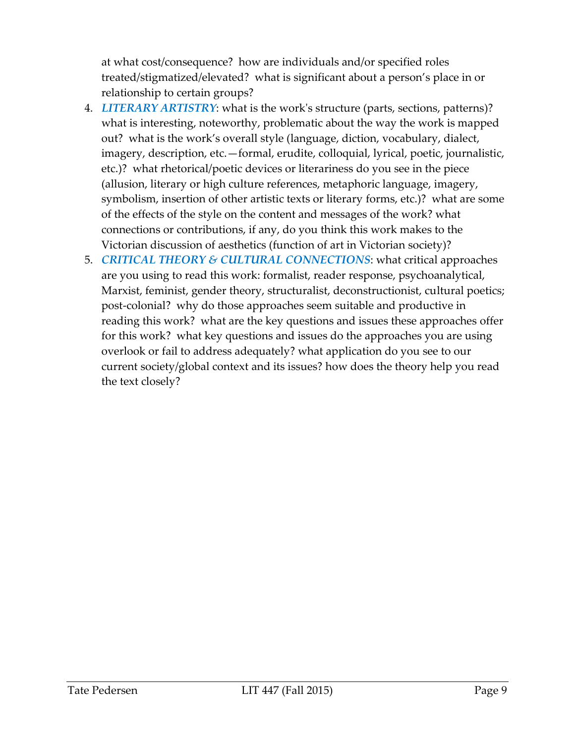at what cost/consequence? how are individuals and/or specified roles treated/stigmatized/elevated? what is significant about a person's place in or relationship to certain groups?

4. ***LITERARY ARTISTRY***: what is the work's structure (parts, sections, patterns)? what is interesting, noteworthy, problematic about the way the work is mapped out? what is the work's overall style (language, diction, vocabulary, dialect, imagery, description, etc.—formal, erudite, colloquial, lyrical, poetic, journalistic, etc.)? what rhetorical/poetic devices or literariness do you see in the piece (allusion, literary or high culture references, metaphoric language, imagery, symbolism, insertion of other artistic texts or literary forms, etc.)? what are some of the effects of the style on the content and messages of the work? what connections or contributions, if any, do you think this work makes to the Victorian discussion of aesthetics (function of art in Victorian society)?
5. ***CRITICAL THEORY & CULTURAL CONNECTIONS***: what critical approaches are you using to read this work: formalist, reader response, psychoanalytical, Marxist, feminist, gender theory, structuralist, deconstructionist, cultural poetics; post-colonial? why do those approaches seem suitable and productive in reading this work? what are the key questions and issues these approaches offer for this work? what key questions and issues do the approaches you are using overlook or fail to address adequately? what application do you see to our current society/global context and its issues? how does the theory help you read the text closely?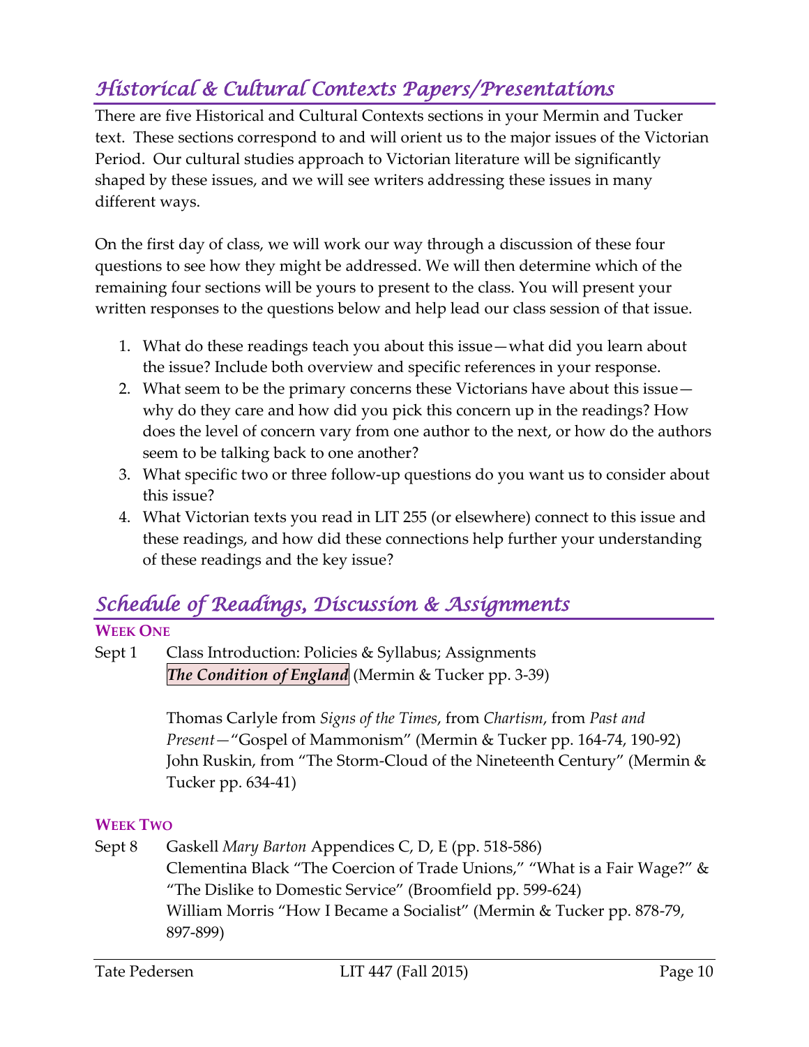## *Historical & Cultural Contexts Papers/Presentations*

There are five Historical and Cultural Contexts sections in your Mermin and Tucker text. These sections correspond to and will orient us to the major issues of the Victorian Period. Our cultural studies approach to Victorian literature will be significantly shaped by these issues, and we will see writers addressing these issues in many different ways.

On the first day of class, we will work our way through a discussion of these four questions to see how they might be addressed. We will then determine which of the remaining four sections will be yours to present to the class. You will present your written responses to the questions below and help lead our class session of that issue.

1. What do these readings teach you about this issue—what did you learn about the issue? Include both overview and specific references in your response.
2. What seem to be the primary concerns these Victorians have about this issue—why do they care and how did you pick this concern up in the readings? How does the level of concern vary from one author to the next, or how do the authors seem to be talking back to one another?
3. What specific two or three follow-up questions do you want us to consider about this issue?
4. What Victorian texts you read in LIT 255 (or elsewhere) connect to this issue and these readings, and how did these connections help further your understanding of these readings and the key issue?

## *Schedule of Readings, Discussion & Assignments*

**WEEK ONE**

Sept 1 Class Introduction: Policies & Syllabus; Assignments
***The Condition of England*** (Mermin & Tucker pp. 3-39)

Thomas Carlyle from *Signs of the Times*, from *Chartism*, from *Past and Present*—“Gospel of Mammonism” (Mermin & Tucker pp. 164-74, 190-92)
John Ruskin, from “The Storm-Cloud of the Nineteenth Century” (Mermin & Tucker pp. 634-41)

**WEEK TWO**

Sept 8 Gaskell *Mary Barton* Appendices C, D, E (pp. 518-586)
Clementina Black “The Coercion of Trade Unions,” “What is a Fair Wage?” & “The Dislike to Domestic Service” (Broomfield pp. 599-624)
William Morris “How I Became a Socialist” (Mermin & Tucker pp. 878-79, 897-899)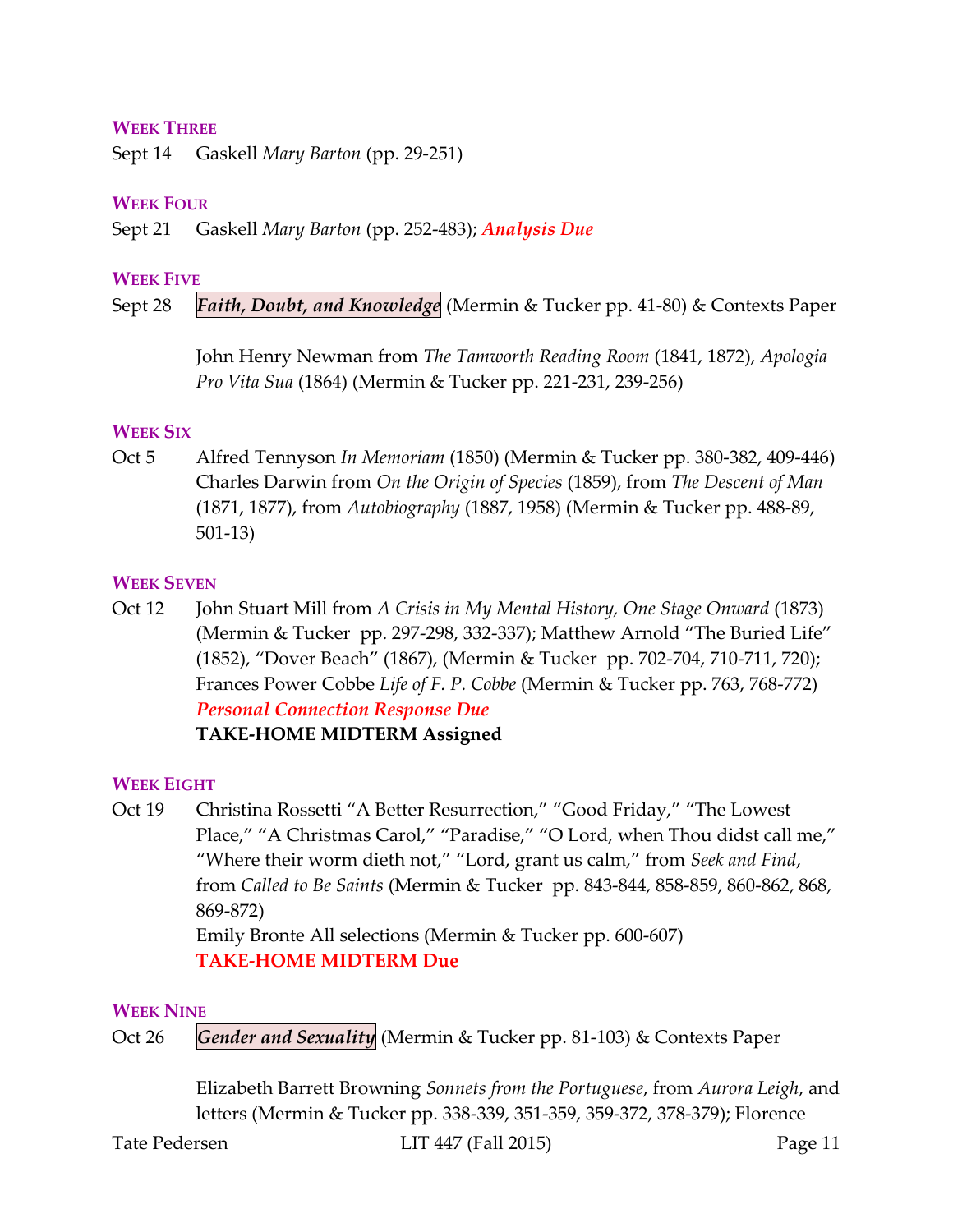### WEEK THREE

Sept 14 Gaskell *Mary Barton* (pp. 29-251)

### WEEK FOUR

Sept 21 Gaskell *Mary Barton* (pp. 252-483); ***Analysis Due***

### WEEK FIVE

Sept 28 ***Faith, Doubt, and Knowledge*** (Mermin & Tucker pp. 41-80) & Contexts Paper

John Henry Newman from *The Tamworth Reading Room* (1841, 1872), *Apologia Pro Vita Sua* (1864) (Mermin & Tucker pp. 221-231, 239-256)

### WEEK SIX

Oct 5 Alfred Tennyson *In Memoriam* (1850) (Mermin & Tucker pp. 380-382, 409-446)
Charles Darwin from *On the Origin of Species* (1859), from *The Descent of Man* (1871, 1877), from *Autobiography* (1887, 1958) (Mermin & Tucker pp. 488-89, 501-13)

### WEEK SEVEN

Oct 12 John Stuart Mill from *A Crisis in My Mental History, One Stage Onward* (1873) (Mermin & Tucker pp. 297-298, 332-337); Matthew Arnold "The Buried Life" (1852), "Dover Beach" (1867), (Mermin & Tucker pp. 702-704, 710-711, 720); Frances Power Cobbe *Life of F. P. Cobbe* (Mermin & Tucker pp. 763, 768-772)
***Personal Connection Response Due***
**TAKE-HOME MIDTERM Assigned**

### WEEK EIGHT

Oct 19 Christina Rossetti "A Better Resurrection," "Good Friday," "The Lowest Place," "A Christmas Carol," "Paradise," "O Lord, when Thou didst call me," "Where their worm dieth not," "Lord, grant us calm," from *Seek and Find*, from *Called to Be Saints* (Mermin & Tucker pp. 843-844, 858-859, 860-862, 868, 869-872)
Emily Bronte All selections (Mermin & Tucker pp. 600-607)
**TAKE-HOME MIDTERM Due**

### WEEK NINE

Oct 26 ***Gender and Sexuality*** (Mermin & Tucker pp. 81-103) & Contexts Paper

Elizabeth Barrett Browning *Sonnets from the Portuguese*, from *Aurora Leigh*, and letters (Mermin & Tucker pp. 338-339, 351-359, 359-372, 378-379); Florence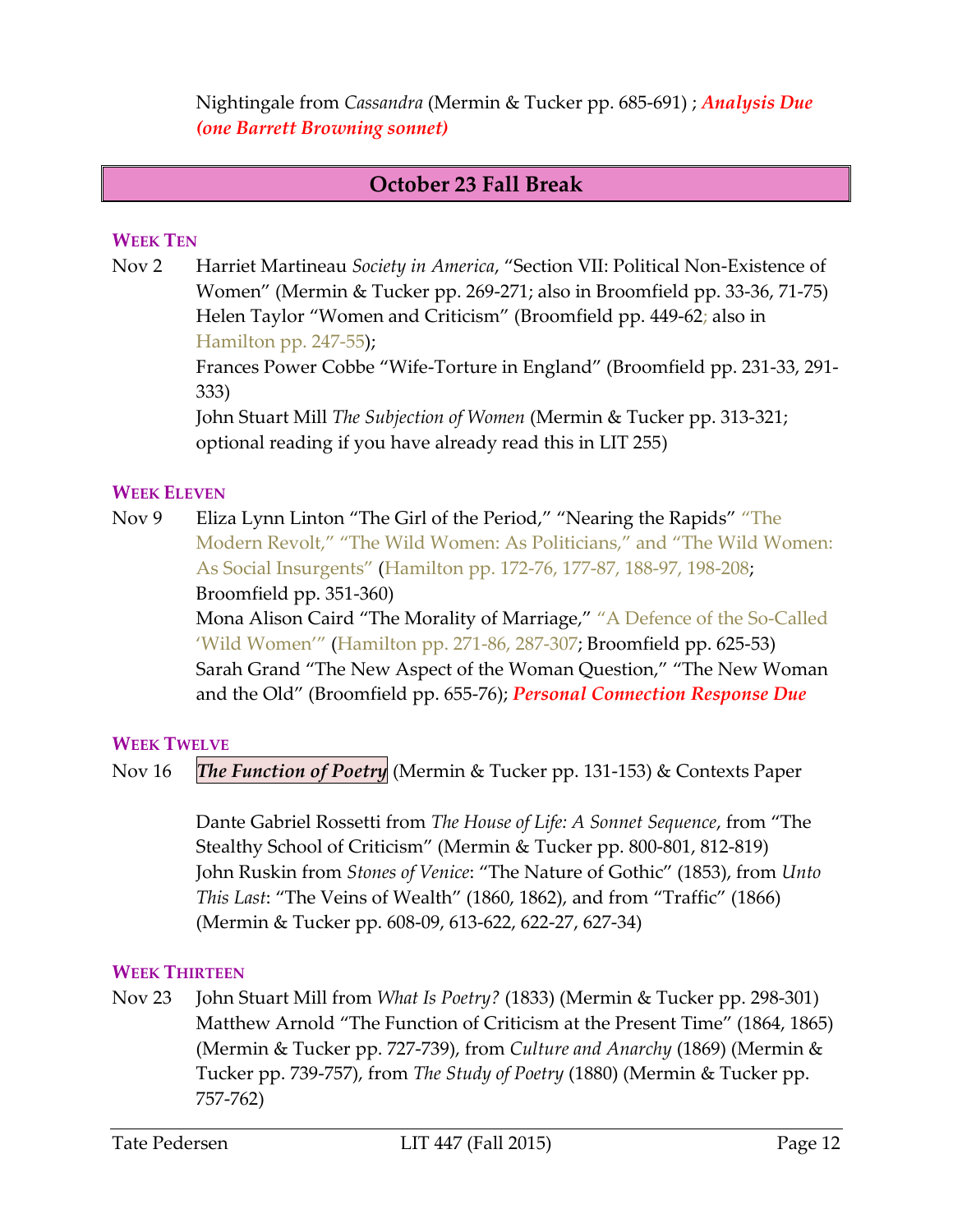Nightingale from *Cassandra* (Mermin & Tucker pp. 685-691) ; ***Analysis Due (one Barrett Browning sonnet)***

## October 23 Fall Break

### WEEK TEN

Nov 2 Harriet Martineau *Society in America*, "Section VII: Political Non-Existence of Women" (Mermin & Tucker pp. 269-271; also in Broomfield pp. 33-36, 71-75)
Helen Taylor "Women and Criticism" (Broomfield pp. 449-62; also in Hamilton pp. 247-55);
Frances Power Cobbe "Wife-Torture in England" (Broomfield pp. 231-33, 291-333)
John Stuart Mill *The Subjection of Women* (Mermin & Tucker pp. 313-321; optional reading if you have already read this in LIT 255)

### WEEK ELEVEN

Nov 9 Eliza Lynn Linton "The Girl of the Period," "Nearing the Rapids" "The Modern Revolt," "The Wild Women: As Politicians," and "The Wild Women: As Social Insurgents" (Hamilton pp. 172-76, 177-87, 188-97, 198-208; Broomfield pp. 351-360)
Mona Alison Caird "The Morality of Marriage," "A Defence of the So-Called 'Wild Women'" (Hamilton pp. 271-86, 287-307; Broomfield pp. 625-53)
Sarah Grand "The New Aspect of the Woman Question," "The New Woman and the Old" (Broomfield pp. 655-76); ***Personal Connection Response Due***

### WEEK TWELVE

Nov 16 ***The Function of Poetry*** (Mermin & Tucker pp. 131-153) & Contexts Paper

Dante Gabriel Rossetti from *The House of Life: A Sonnet Sequence*, from "The Stealthy School of Criticism" (Mermin & Tucker pp. 800-801, 812-819)
John Ruskin from *Stones of Venice*: "The Nature of Gothic" (1853), from *Unto This Last*: "The Veins of Wealth" (1860, 1862), and from "Traffic" (1866) (Mermin & Tucker pp. 608-09, 613-622, 622-27, 627-34)

### WEEK THIRTEEN

Nov 23 John Stuart Mill from *What Is Poetry?* (1833) (Mermin & Tucker pp. 298-301)
Matthew Arnold "The Function of Criticism at the Present Time" (1864, 1865) (Mermin & Tucker pp. 727-739), from *Culture and Anarchy* (1869) (Mermin & Tucker pp. 739-757), from *The Study of Poetry* (1880) (Mermin & Tucker pp. 757-762)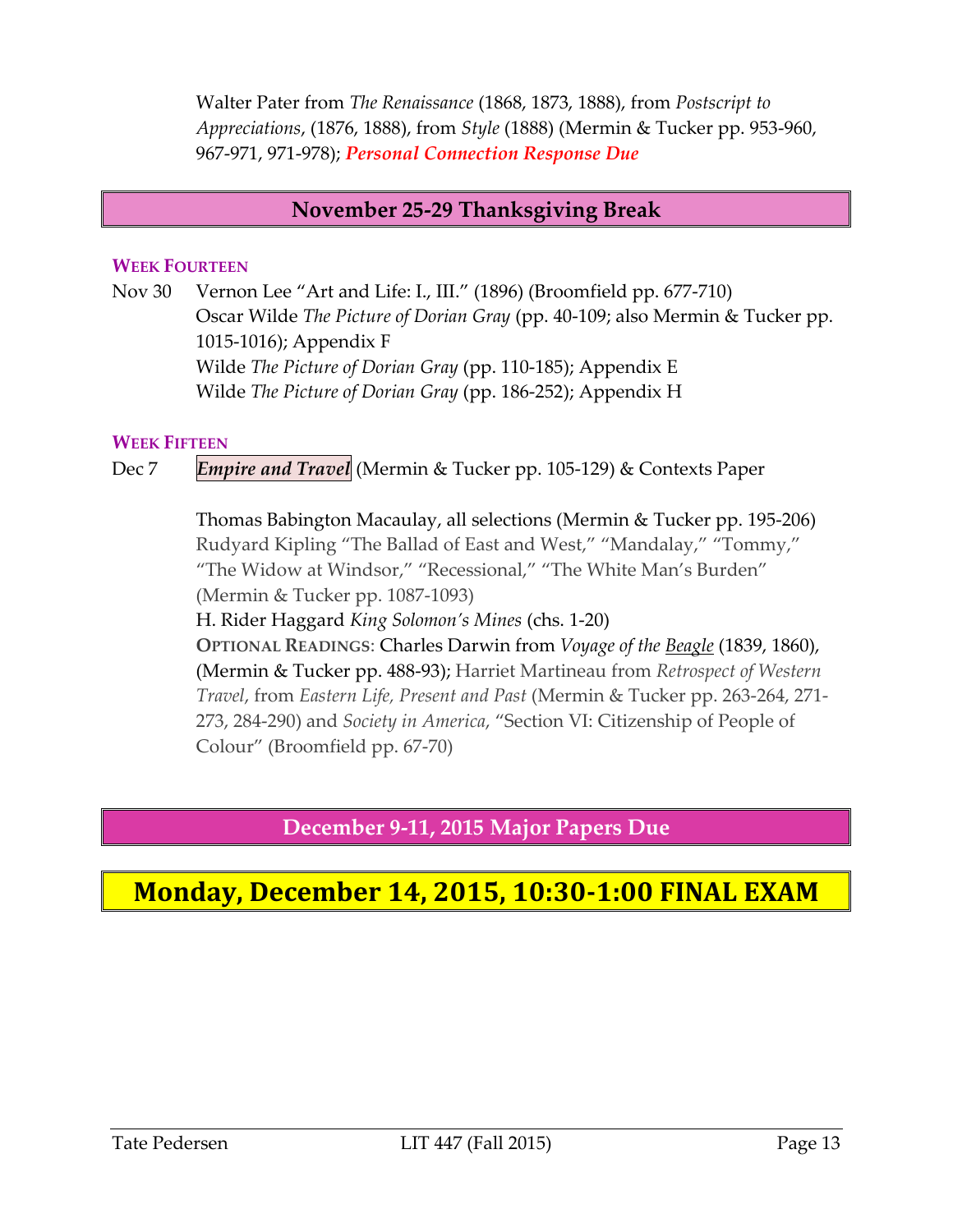Walter Pater from *The Renaissance* (1868, 1873, 1888), from *Postscript to Appreciations*, (1876, 1888), from *Style* (1888) (Mermin & Tucker pp. 953-960, 967-971, 971-978); ***Personal Connection Response Due***

## November 25-29 Thanksgiving Break

### Week Fourteen

Nov 30 Vernon Lee "Art and Life: I., III." (1896) (Broomfield pp. 677-710)
Oscar Wilde *The Picture of Dorian Gray* (pp. 40-109; also Mermin & Tucker pp. 1015-1016); Appendix F
Wilde *The Picture of Dorian Gray* (pp. 110-185); Appendix E
Wilde *The Picture of Dorian Gray* (pp. 186-252); Appendix H

### Week Fifteen

Dec 7 ***Empire and Travel*** (Mermin & Tucker pp. 105-129) & Contexts Paper

Thomas Babington Macaulay, all selections (Mermin & Tucker pp. 195-206)
Rudyard Kipling "The Ballad of East and West," "Mandalay," "Tommy," "The Widow at Windsor," "Recessional," "The White Man's Burden" (Mermin & Tucker pp. 1087-1093)
H. Rider Haggard *King Solomon's Mines* (chs. 1-20)
**Optional Readings**: Charles Darwin from *Voyage of the Beagle* (1839, 1860), (Mermin & Tucker pp. 488-93); Harriet Martineau from *Retrospect of Western Travel*, from *Eastern Life, Present and Past* (Mermin & Tucker pp. 263-264, 271-273, 284-290) and *Society in America*, "Section VI: Citizenship of People of Colour" (Broomfield pp. 67-70)

## December 9-11, 2015 Major Papers Due

# Monday, December 14, 2015, 10:30-1:00 FINAL EXAM